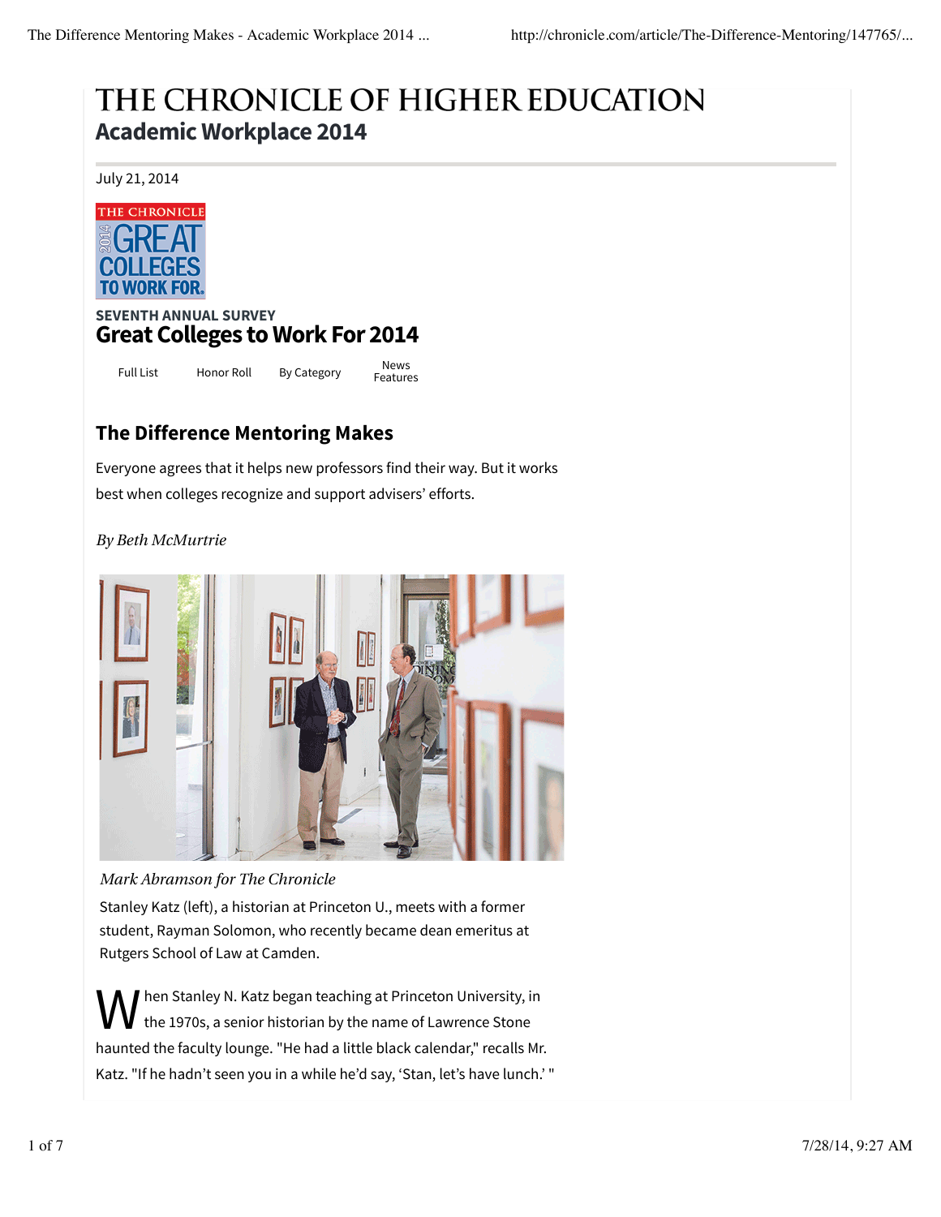# THE CHRONICLE OF HIGHER EDUCATION

## Academic Workplace 2014

July 21, 2014

SEVENTH ANNUAL SURVEY

## Great Colleges to Work For 2014

Full List | Honor Roll | By Category | News Features

### The Difference Mentoring Makes

Everyone agrees that it helps new professors find their way. But it works best when colleges recognize and support advisers' efforts.

*By Beth McMurtrie*

*Mark Abramson for The Chronicle*

Stanley Katz (left), a historian at Princeton U., meets with a former student, Rayman Solomon, who recently became dean emeritus at Rutgers School of Law at Camden.

When Stanley N. Katz began teaching at Princeton University, in the 1970s, a senior historian by the name of Lawrence Stone haunted the faculty lounge. "He had a little black calendar," recalls Mr. Katz. "If he hadn't seen you in a while he'd say, 'Stan, let's have lunch.' "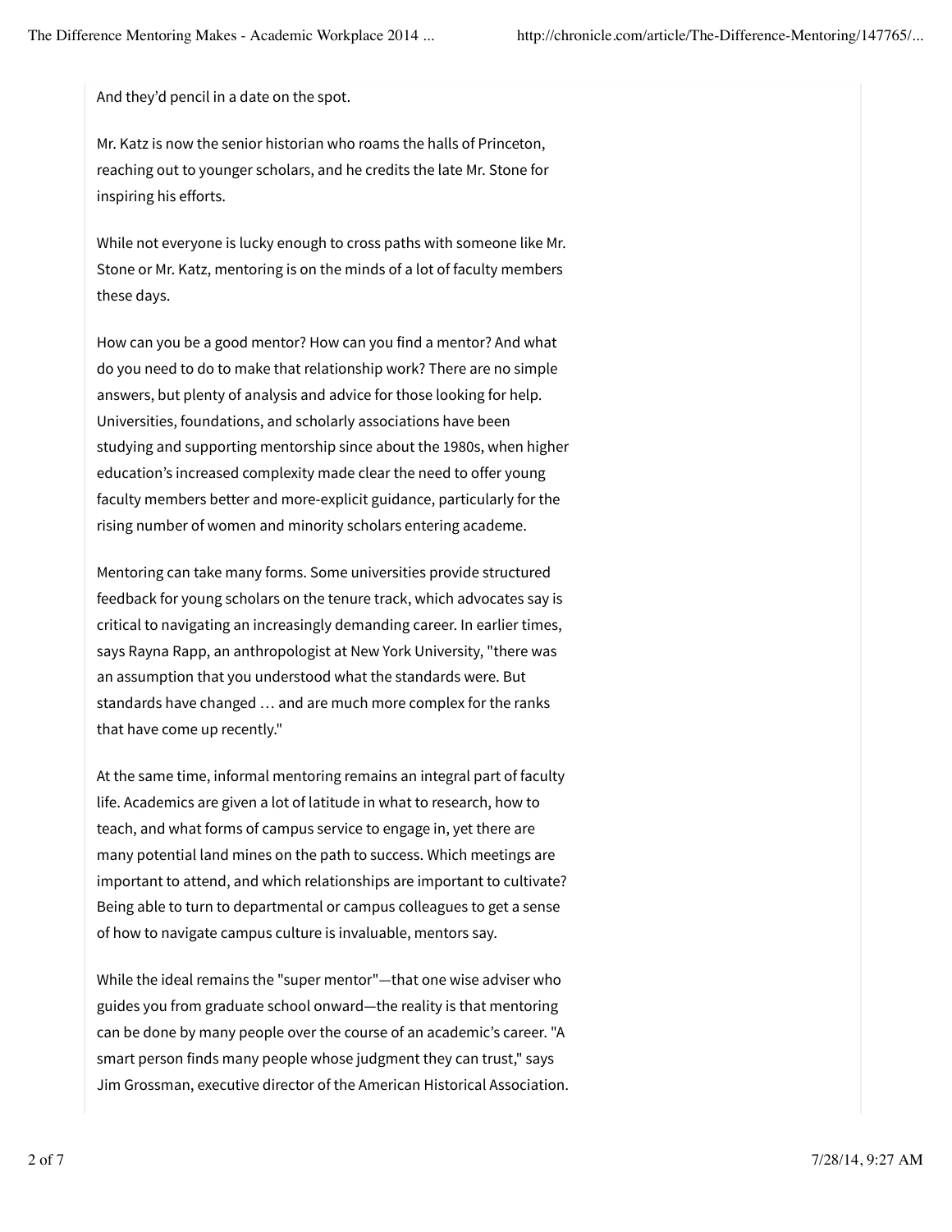And they'd pencil in a date on the spot.

Mr. Katz is now the senior historian who roams the halls of Princeton, reaching out to younger scholars, and he credits the late Mr. Stone for inspiring his efforts.

While not everyone is lucky enough to cross paths with someone like Mr. Stone or Mr. Katz, mentoring is on the minds of a lot of faculty members these days.

How can you be a good mentor? How can you find a mentor? And what do you need to do to make that relationship work? There are no simple answers, but plenty of analysis and advice for those looking for help. Universities, foundations, and scholarly associations have been studying and supporting mentorship since about the 1980s, when higher education's increased complexity made clear the need to offer young faculty members better and more-explicit guidance, particularly for the rising number of women and minority scholars entering academe.

Mentoring can take many forms. Some universities provide structured feedback for young scholars on the tenure track, which advocates say is critical to navigating an increasingly demanding career. In earlier times, says Rayna Rapp, an anthropologist at New York University, "there was an assumption that you understood what the standards were. But standards have changed … and are much more complex for the ranks that have come up recently."

At the same time, informal mentoring remains an integral part of faculty life. Academics are given a lot of latitude in what to research, how to teach, and what forms of campus service to engage in, yet there are many potential land mines on the path to success. Which meetings are important to attend, and which relationships are important to cultivate? Being able to turn to departmental or campus colleagues to get a sense of how to navigate campus culture is invaluable, mentors say.

While the ideal remains the "super mentor"—that one wise adviser who guides you from graduate school onward—the reality is that mentoring can be done by many people over the course of an academic's career. "A smart person finds many people whose judgment they can trust," says Jim Grossman, executive director of the American Historical Association.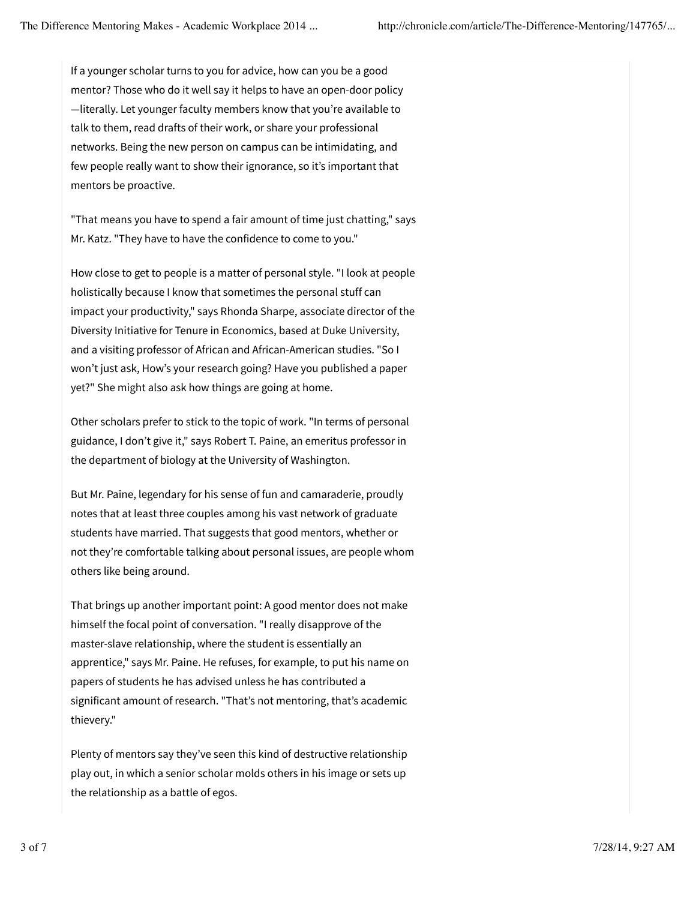If a younger scholar turns to you for advice, how can you be a good mentor? Those who do it well say it helps to have an open-door policy—literally. Let younger faculty members know that you're available to talk to them, read drafts of their work, or share your professional networks. Being the new person on campus can be intimidating, and few people really want to show their ignorance, so it's important that mentors be proactive.

"That means you have to spend a fair amount of time just chatting," says Mr. Katz. "They have to have the confidence to come to you."

How close to get to people is a matter of personal style. "I look at people holistically because I know that sometimes the personal stuff can impact your productivity," says Rhonda Sharpe, associate director of the Diversity Initiative for Tenure in Economics, based at Duke University, and a visiting professor of African and African-American studies. "So I won't just ask, How's your research going? Have you published a paper yet?" She might also ask how things are going at home.

Other scholars prefer to stick to the topic of work. "In terms of personal guidance, I don't give it," says Robert T. Paine, an emeritus professor in the department of biology at the University of Washington.

But Mr. Paine, legendary for his sense of fun and camaraderie, proudly notes that at least three couples among his vast network of graduate students have married. That suggests that good mentors, whether or not they're comfortable talking about personal issues, are people whom others like being around.

That brings up another important point: A good mentor does not make himself the focal point of conversation. "I really disapprove of the master-slave relationship, where the student is essentially an apprentice," says Mr. Paine. He refuses, for example, to put his name on papers of students he has advised unless he has contributed a significant amount of research. "That's not mentoring, that's academic thievery."

Plenty of mentors say they've seen this kind of destructive relationship play out, in which a senior scholar molds others in his image or sets up the relationship as a battle of egos.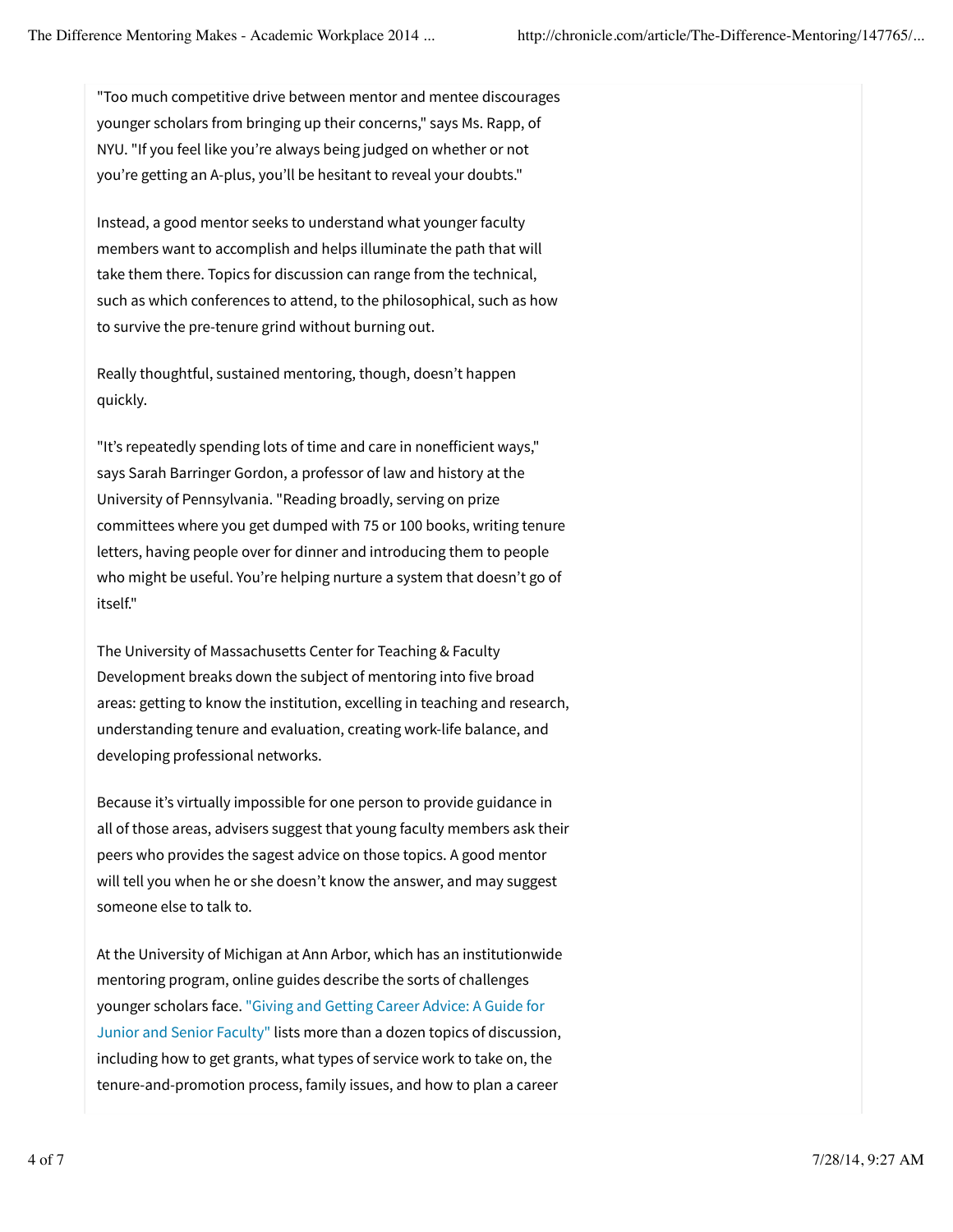"Too much competitive drive between mentor and mentee discourages younger scholars from bringing up their concerns," says Ms. Rapp, of NYU. "If you feel like you're always being judged on whether or not you're getting an A-plus, you'll be hesitant to reveal your doubts."

Instead, a good mentor seeks to understand what younger faculty members want to accomplish and helps illuminate the path that will take them there. Topics for discussion can range from the technical, such as which conferences to attend, to the philosophical, such as how to survive the pre-tenure grind without burning out.

Really thoughtful, sustained mentoring, though, doesn't happen quickly.

"It's repeatedly spending lots of time and care in nonefficient ways," says Sarah Barringer Gordon, a professor of law and history at the University of Pennsylvania. "Reading broadly, serving on prize committees where you get dumped with 75 or 100 books, writing tenure letters, having people over for dinner and introducing them to people who might be useful. You're helping nurture a system that doesn't go of itself."

The University of Massachusetts Center for Teaching & Faculty Development breaks down the subject of mentoring into five broad areas: getting to know the institution, excelling in teaching and research, understanding tenure and evaluation, creating work-life balance, and developing professional networks.

Because it's virtually impossible for one person to provide guidance in all of those areas, advisers suggest that young faculty members ask their peers who provides the sagest advice on those topics. A good mentor will tell you when he or she doesn't know the answer, and may suggest someone else to talk to.

At the University of Michigan at Ann Arbor, which has an institutionwide mentoring program, online guides describe the sorts of challenges younger scholars face. "Giving and Getting Career Advice: A Guide for Junior and Senior Faculty" lists more than a dozen topics of discussion, including how to get grants, what types of service work to take on, the tenure-and-promotion process, family issues, and how to plan a career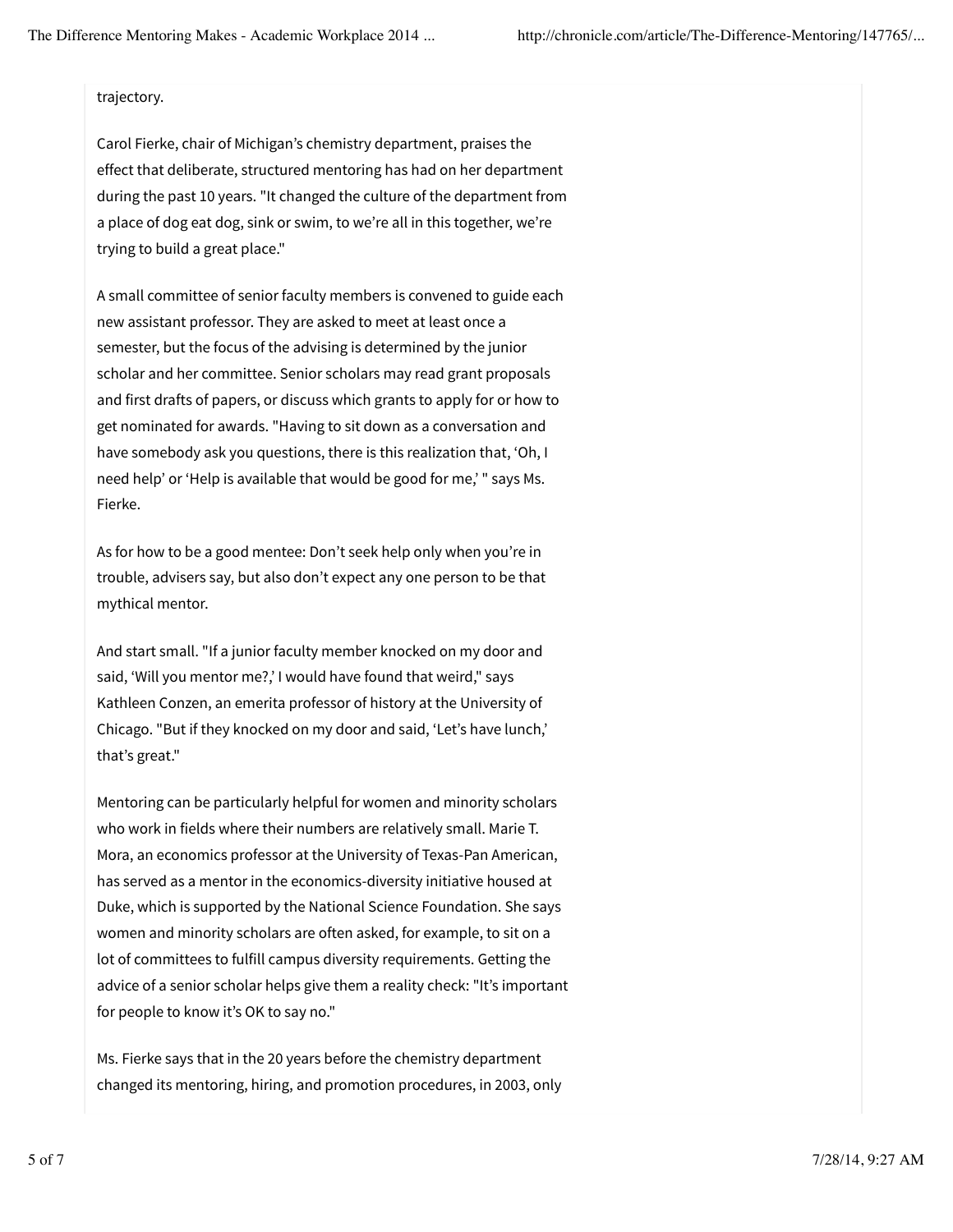trajectory.

Carol Fierke, chair of Michigan's chemistry department, praises the effect that deliberate, structured mentoring has had on her department during the past 10 years. "It changed the culture of the department from a place of dog eat dog, sink or swim, to we're all in this together, we're trying to build a great place."

A small committee of senior faculty members is convened to guide each new assistant professor. They are asked to meet at least once a semester, but the focus of the advising is determined by the junior scholar and her committee. Senior scholars may read grant proposals and first drafts of papers, or discuss which grants to apply for or how to get nominated for awards. "Having to sit down as a conversation and have somebody ask you questions, there is this realization that, 'Oh, I need help' or 'Help is available that would be good for me,' " says Ms. Fierke.

As for how to be a good mentee: Don't seek help only when you're in trouble, advisers say, but also don't expect any one person to be that mythical mentor.

And start small. "If a junior faculty member knocked on my door and said, 'Will you mentor me?,' I would have found that weird," says Kathleen Conzen, an emerita professor of history at the University of Chicago. "But if they knocked on my door and said, 'Let's have lunch,' that's great."

Mentoring can be particularly helpful for women and minority scholars who work in fields where their numbers are relatively small. Marie T. Mora, an economics professor at the University of Texas-Pan American, has served as a mentor in the economics-diversity initiative housed at Duke, which is supported by the National Science Foundation. She says women and minority scholars are often asked, for example, to sit on a lot of committees to fulfill campus diversity requirements. Getting the advice of a senior scholar helps give them a reality check: "It's important for people to know it's OK to say no."

Ms. Fierke says that in the 20 years before the chemistry department changed its mentoring, hiring, and promotion procedures, in 2003, only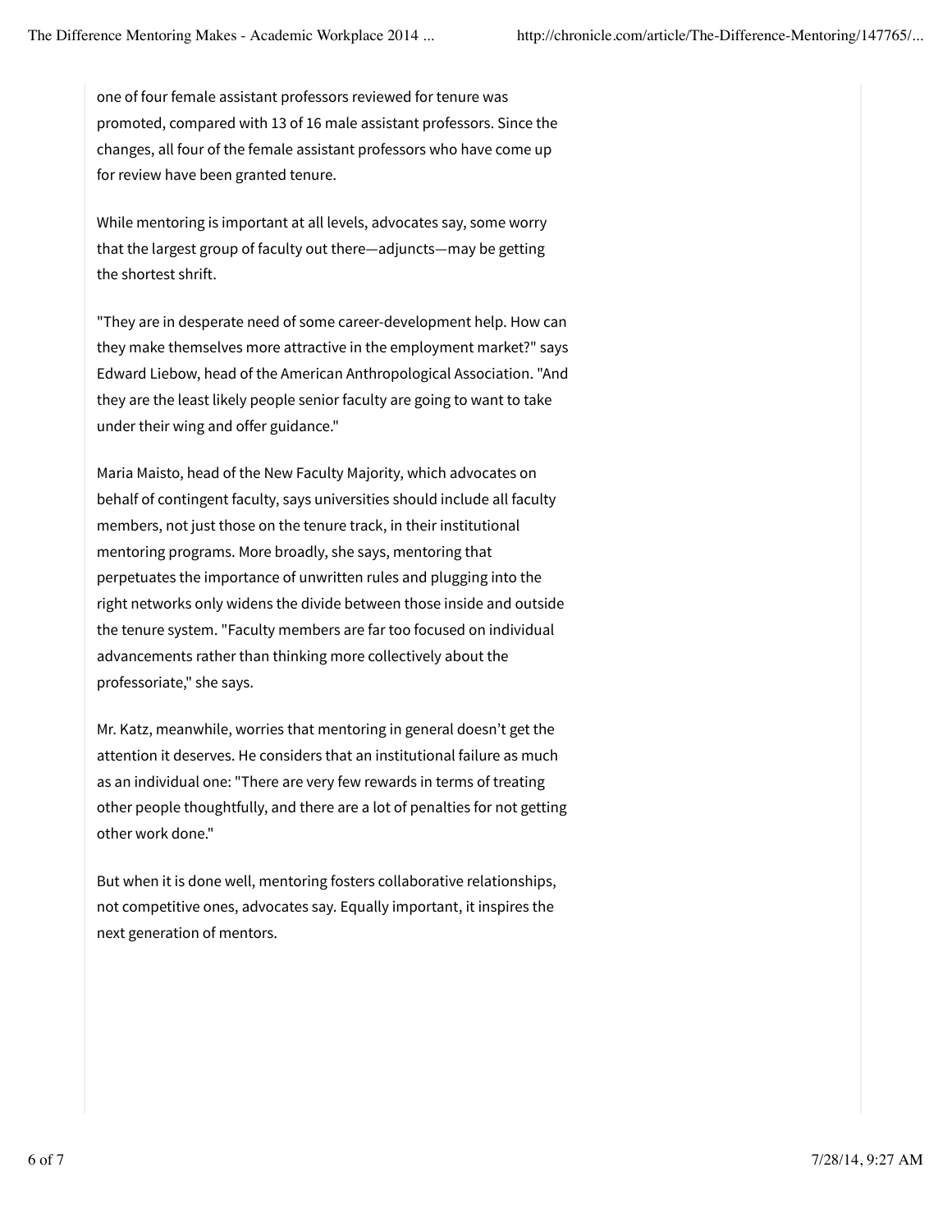one of four female assistant professors reviewed for tenure was promoted, compared with 13 of 16 male assistant professors. Since the changes, all four of the female assistant professors who have come up for review have been granted tenure.

While mentoring is important at all levels, advocates say, some worry that the largest group of faculty out there—adjuncts—may be getting the shortest shrift.

"They are in desperate need of some career-development help. How can they make themselves more attractive in the employment market?" says Edward Liebow, head of the American Anthropological Association. "And they are the least likely people senior faculty are going to want to take under their wing and offer guidance."

Maria Maisto, head of the New Faculty Majority, which advocates on behalf of contingent faculty, says universities should include all faculty members, not just those on the tenure track, in their institutional mentoring programs. More broadly, she says, mentoring that perpetuates the importance of unwritten rules and plugging into the right networks only widens the divide between those inside and outside the tenure system. "Faculty members are far too focused on individual advancements rather than thinking more collectively about the professoriate," she says.

Mr. Katz, meanwhile, worries that mentoring in general doesn't get the attention it deserves. He considers that an institutional failure as much as an individual one: "There are very few rewards in terms of treating other people thoughtfully, and there are a lot of penalties for not getting other work done."

But when it is done well, mentoring fosters collaborative relationships, not competitive ones, advocates say. Equally important, it inspires the next generation of mentors.